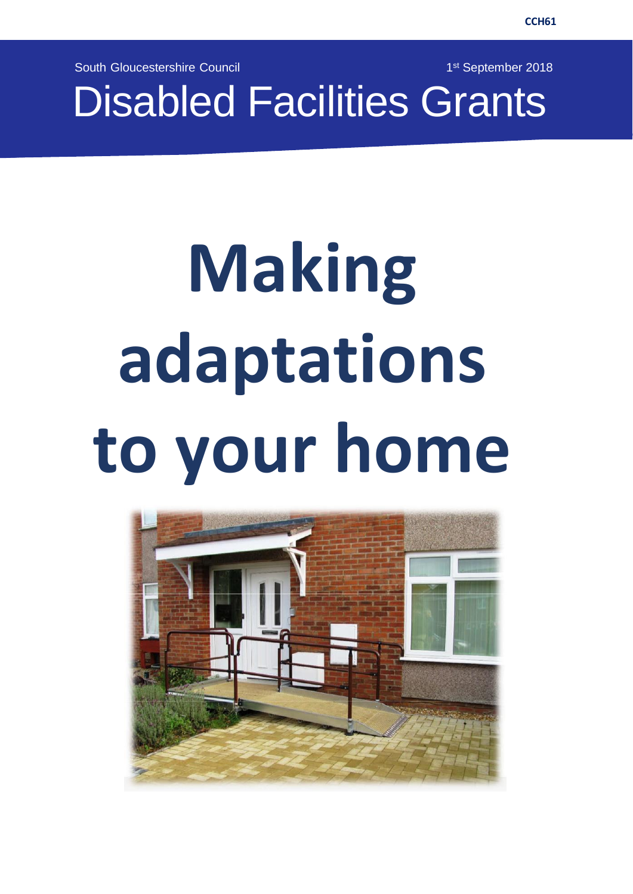CCH61

South Gloucestershire Council

1st September 2018

# Disabled Facilities Grants

# Making adaptations to your home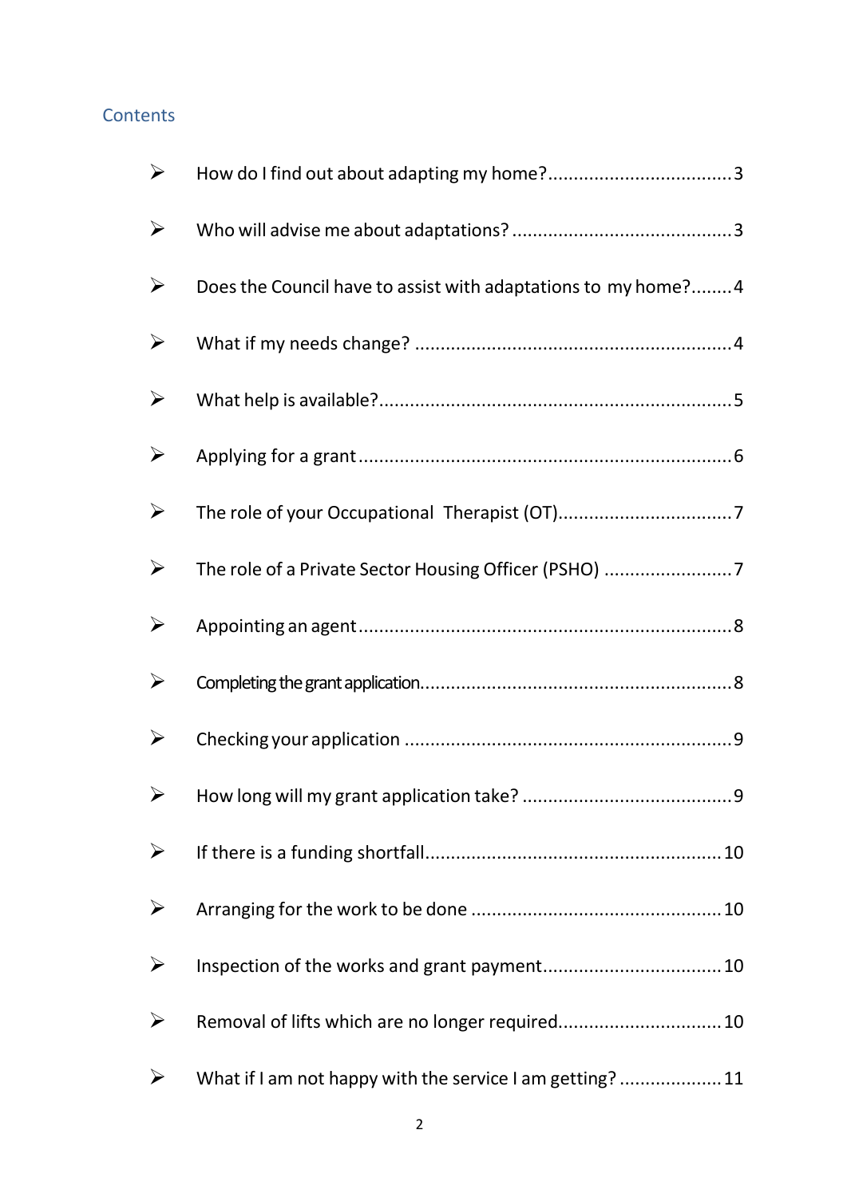## Contents

- How do I find out about adapting my home? .......... 3
- Who will advise me about adaptations? .......... 3
- Does the Council have to assist with adaptations to my home? .......... 4
- What if my needs change? .......... 4
- What help is available? .......... 5
- Applying for a grant .......... 6
- The role of your Occupational Therapist (OT) .......... 7
- The role of a Private Sector Housing Officer (PSHO) .......... 7
- Appointing an agent .......... 8
- Completing the grant application .......... 8
- Checking your application .......... 9
- How long will my grant application take? .......... 9
- If there is a funding shortfall .......... 10
- Arranging for the work to be done .......... 10
- Inspection of the works and grant payment .......... 10
- Removal of lifts which are no longer required .......... 10
- What if I am not happy with the service I am getting? .......... 11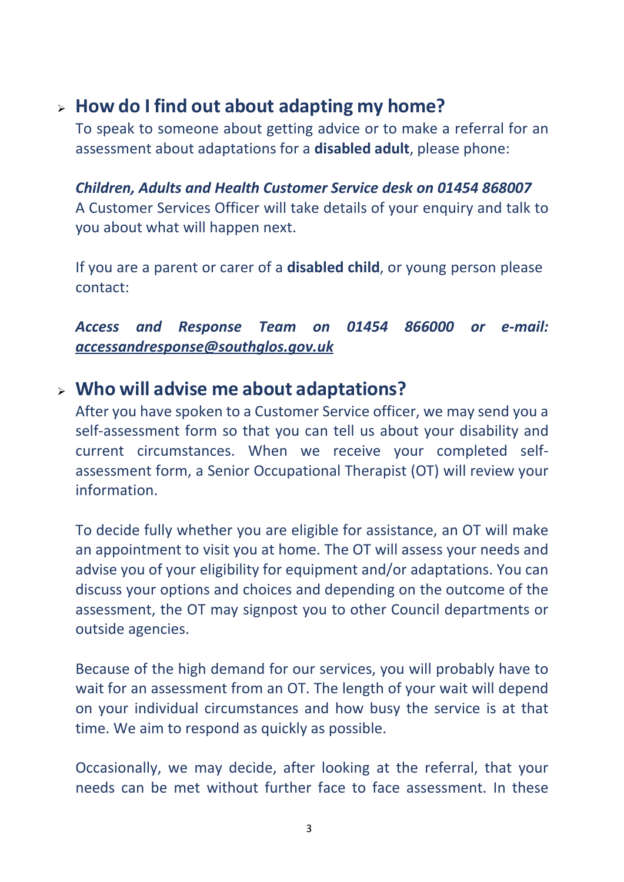## How do I find out about adapting my home?

To speak to someone about getting advice or to make a referral for an assessment about adaptations for a **disabled adult**, please phone:

***Children, Adults and Health Customer Service desk on 01454 868007***

A Customer Services Officer will take details of your enquiry and talk to you about what will happen next.

If you are a parent or carer of a **disabled child**, or young person please contact:

*Access and Response Team on 01454 866000 or e-mail:* ***accessandresponse@southglos.gov.uk***

## Who will advise me about adaptations?

After you have spoken to a Customer Service officer, we may send you a self-assessment form so that you can tell us about your disability and current circumstances. When we receive your completed self-assessment form, a Senior Occupational Therapist (OT) will review your information.

To decide fully whether you are eligible for assistance, an OT will make an appointment to visit you at home. The OT will assess your needs and advise you of your eligibility for equipment and/or adaptations. You can discuss your options and choices and depending on the outcome of the assessment, the OT may signpost you to other Council departments or outside agencies.

Because of the high demand for our services, you will probably have to wait for an assessment from an OT. The length of your wait will depend on your individual circumstances and how busy the service is at that time. We aim to respond as quickly as possible.

Occasionally, we may decide, after looking at the referral, that your needs can be met without further face to face assessment. In these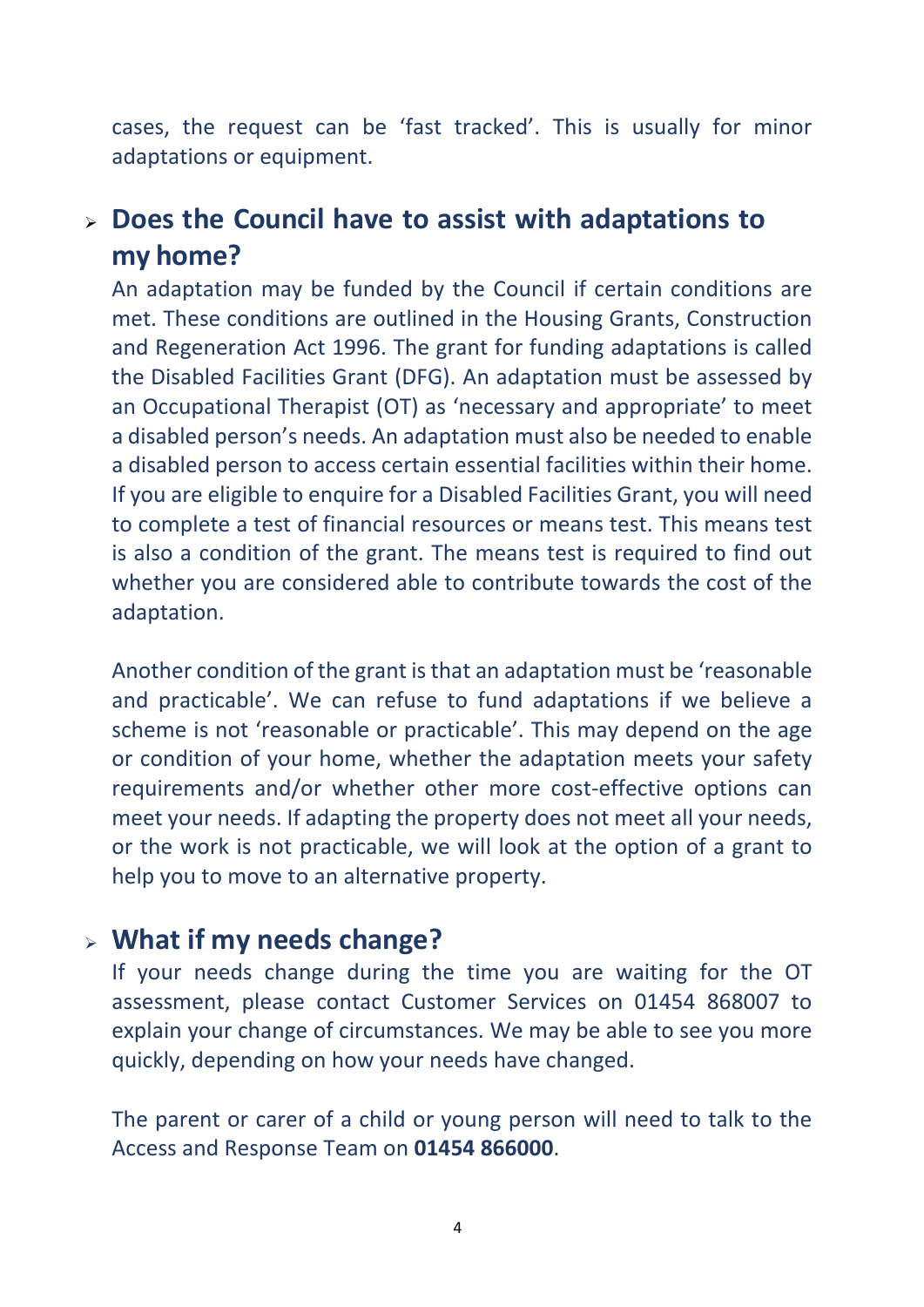cases, the request can be 'fast tracked'. This is usually for minor adaptations or equipment.

- **Does the Council have to assist with adaptations to my home?**

  An adaptation may be funded by the Council if certain conditions are met. These conditions are outlined in the Housing Grants, Construction and Regeneration Act 1996. The grant for funding adaptations is called the Disabled Facilities Grant (DFG). An adaptation must be assessed by an Occupational Therapist (OT) as 'necessary and appropriate' to meet a disabled person's needs. An adaptation must also be needed to enable a disabled person to access certain essential facilities within their home. If you are eligible to enquire for a Disabled Facilities Grant, you will need to complete a test of financial resources or means test. This means test is also a condition of the grant. The means test is required to find out whether you are considered able to contribute towards the cost of the adaptation.

  Another condition of the grant is that an adaptation must be 'reasonable and practicable'. We can refuse to fund adaptations if we believe a scheme is not 'reasonable or practicable'. This may depend on the age or condition of your home, whether the adaptation meets your safety requirements and/or whether other more cost-effective options can meet your needs. If adapting the property does not meet all your needs, or the work is not practicable, we will look at the option of a grant to help you to move to an alternative property.

- **What if my needs change?**

  If your needs change during the time you are waiting for the OT assessment, please contact Customer Services on 01454 868007 to explain your change of circumstances. We may be able to see you more quickly, depending on how your needs have changed.

  The parent or carer of a child or young person will need to talk to the Access and Response Team on **01454 866000**.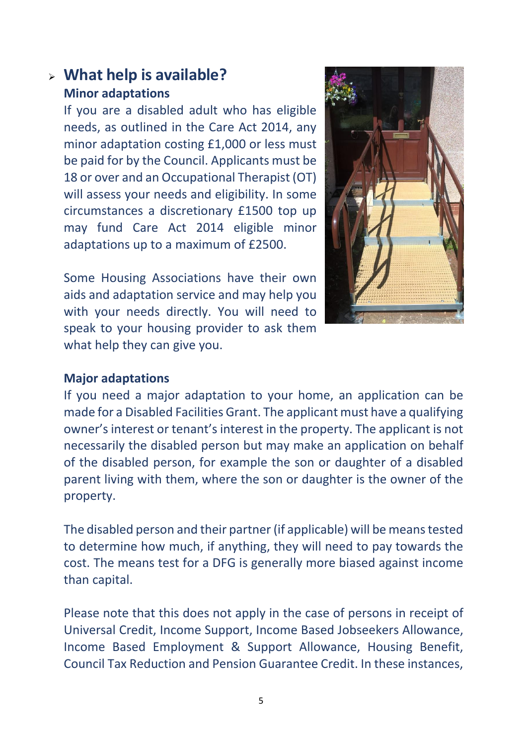## What help is available?

### Minor adaptations

If you are a disabled adult who has eligible needs, as outlined in the Care Act 2014, any minor adaptation costing £1,000 or less must be paid for by the Council. Applicants must be 18 or over and an Occupational Therapist (OT) will assess your needs and eligibility. In some circumstances a discretionary £1500 top up may fund Care Act 2014 eligible minor adaptations up to a maximum of £2500.

Some Housing Associations have their own aids and adaptation service and may help you with your needs directly. You will need to speak to your housing provider to ask them what help they can give you.

### Major adaptations

If you need a major adaptation to your home, an application can be made for a Disabled Facilities Grant. The applicant must have a qualifying owner's interest or tenant's interest in the property. The applicant is not necessarily the disabled person but may make an application on behalf of the disabled person, for example the son or daughter of a disabled parent living with them, where the son or daughter is the owner of the property.

The disabled person and their partner (if applicable) will be means tested to determine how much, if anything, they will need to pay towards the cost. The means test for a DFG is generally more biased against income than capital.

Please note that this does not apply in the case of persons in receipt of Universal Credit, Income Support, Income Based Jobseekers Allowance, Income Based Employment & Support Allowance, Housing Benefit, Council Tax Reduction and Pension Guarantee Credit. In these instances,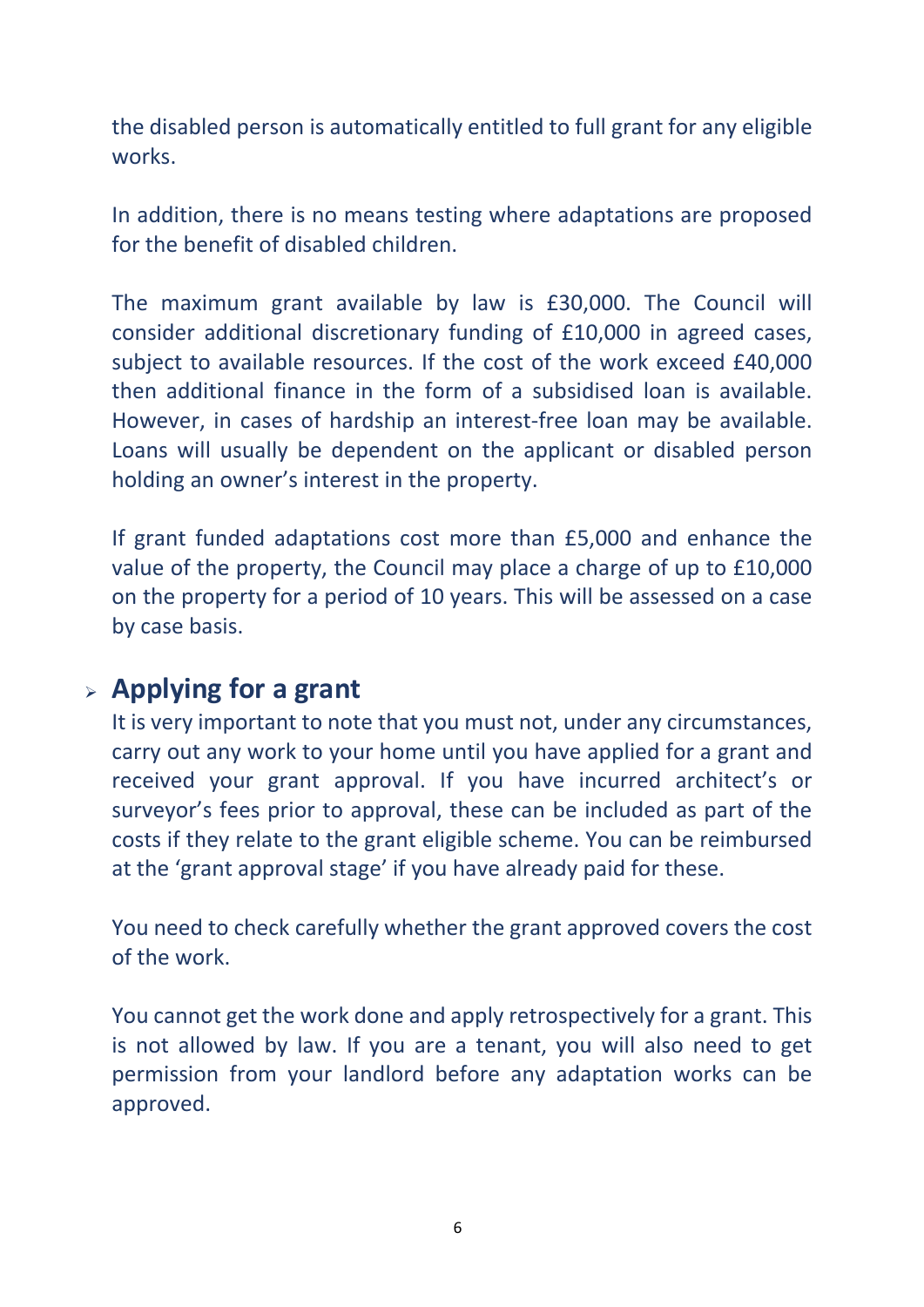the disabled person is automatically entitled to full grant for any eligible works.

In addition, there is no means testing where adaptations are proposed for the benefit of disabled children.

The maximum grant available by law is £30,000. The Council will consider additional discretionary funding of £10,000 in agreed cases, subject to available resources. If the cost of the work exceed £40,000 then additional finance in the form of a subsidised loan is available. However, in cases of hardship an interest-free loan may be available. Loans will usually be dependent on the applicant or disabled person holding an owner's interest in the property.

If grant funded adaptations cost more than £5,000 and enhance the value of the property, the Council may place a charge of up to £10,000 on the property for a period of 10 years. This will be assessed on a case by case basis.

## Applying for a grant

It is very important to note that you must not, under any circumstances, carry out any work to your home until you have applied for a grant and received your grant approval. If you have incurred architect's or surveyor's fees prior to approval, these can be included as part of the costs if they relate to the grant eligible scheme. You can be reimbursed at the 'grant approval stage' if you have already paid for these.

You need to check carefully whether the grant approved covers the cost of the work.

You cannot get the work done and apply retrospectively for a grant. This is not allowed by law. If you are a tenant, you will also need to get permission from your landlord before any adaptation works can be approved.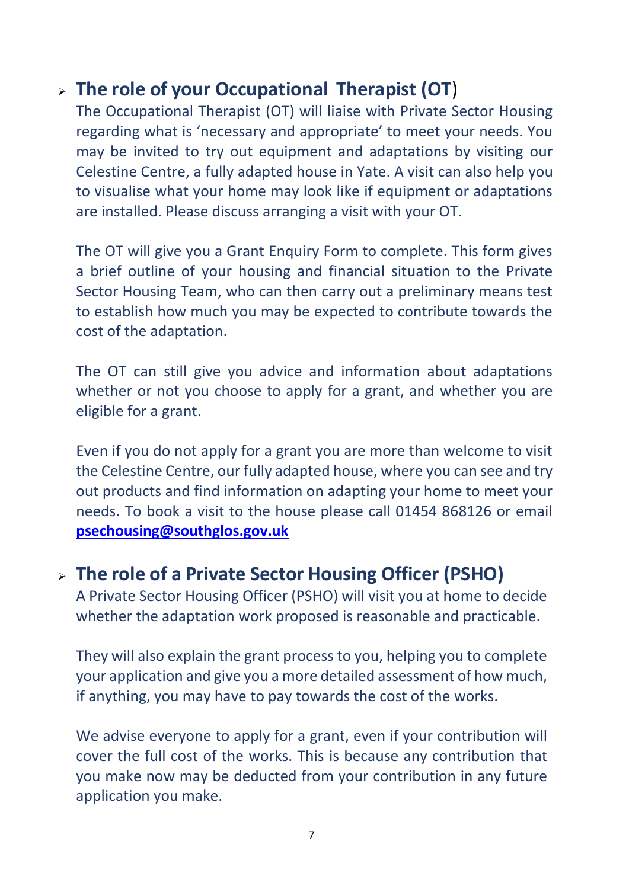## The role of your Occupational Therapist (OT)

The Occupational Therapist (OT) will liaise with Private Sector Housing regarding what is 'necessary and appropriate' to meet your needs. You may be invited to try out equipment and adaptations by visiting our Celestine Centre, a fully adapted house in Yate. A visit can also help you to visualise what your home may look like if equipment or adaptations are installed. Please discuss arranging a visit with your OT.

The OT will give you a Grant Enquiry Form to complete. This form gives a brief outline of your housing and financial situation to the Private Sector Housing Team, who can then carry out a preliminary means test to establish how much you may be expected to contribute towards the cost of the adaptation.

The OT can still give you advice and information about adaptations whether or not you choose to apply for a grant, and whether you are eligible for a grant.

Even if you do not apply for a grant you are more than welcome to visit the Celestine Centre, our fully adapted house, where you can see and try out products and find information on adapting your home to meet your needs. To book a visit to the house please call 01454 868126 or email **psechousing@southglos.gov.uk**

## The role of a Private Sector Housing Officer (PSHO)

A Private Sector Housing Officer (PSHO) will visit you at home to decide whether the adaptation work proposed is reasonable and practicable.

They will also explain the grant process to you, helping you to complete your application and give you a more detailed assessment of how much, if anything, you may have to pay towards the cost of the works.

We advise everyone to apply for a grant, even if your contribution will cover the full cost of the works. This is because any contribution that you make now may be deducted from your contribution in any future application you make.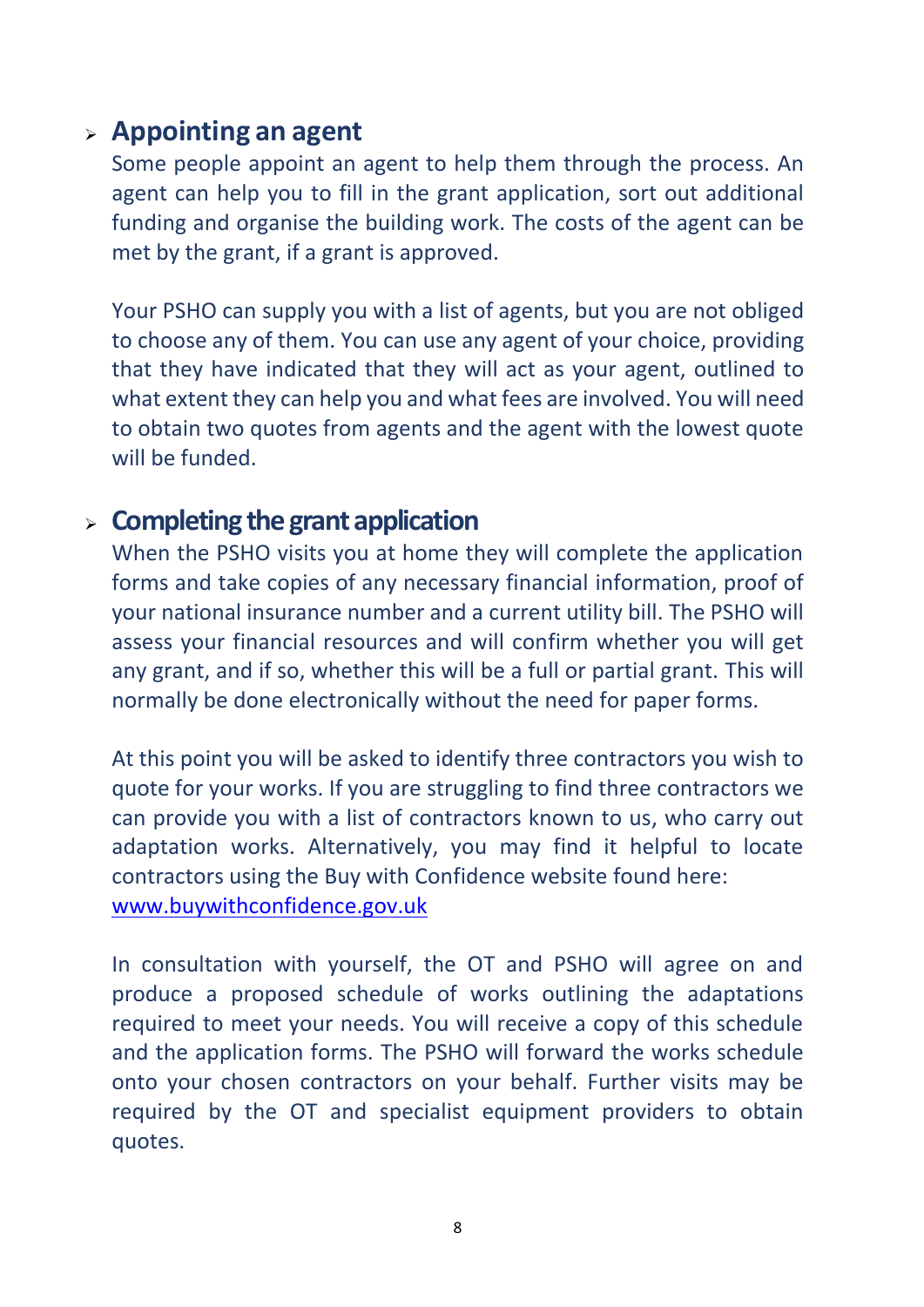- **Appointing an agent**

  Some people appoint an agent to help them through the process. An agent can help you to fill in the grant application, sort out additional funding and organise the building work. The costs of the agent can be met by the grant, if a grant is approved.

  Your PSHO can supply you with a list of agents, but you are not obliged to choose any of them. You can use any agent of your choice, providing that they have indicated that they will act as your agent, outlined to what extent they can help you and what fees are involved. You will need to obtain two quotes from agents and the agent with the lowest quote will be funded.

- **Completing the grant application**

  When the PSHO visits you at home they will complete the application forms and take copies of any necessary financial information, proof of your national insurance number and a current utility bill. The PSHO will assess your financial resources and will confirm whether you will get any grant, and if so, whether this will be a full or partial grant. This will normally be done electronically without the need for paper forms.

  At this point you will be asked to identify three contractors you wish to quote for your works. If you are struggling to find three contractors we can provide you with a list of contractors known to us, who carry out adaptation works. Alternatively, you may find it helpful to locate contractors using the Buy with Confidence website found here: [www.buywithconfidence.gov.uk](http://www.buywithconfidence.gov.uk)

  In consultation with yourself, the OT and PSHO will agree on and produce a proposed schedule of works outlining the adaptations required to meet your needs. You will receive a copy of this schedule and the application forms. The PSHO will forward the works schedule onto your chosen contractors on your behalf. Further visits may be required by the OT and specialist equipment providers to obtain quotes.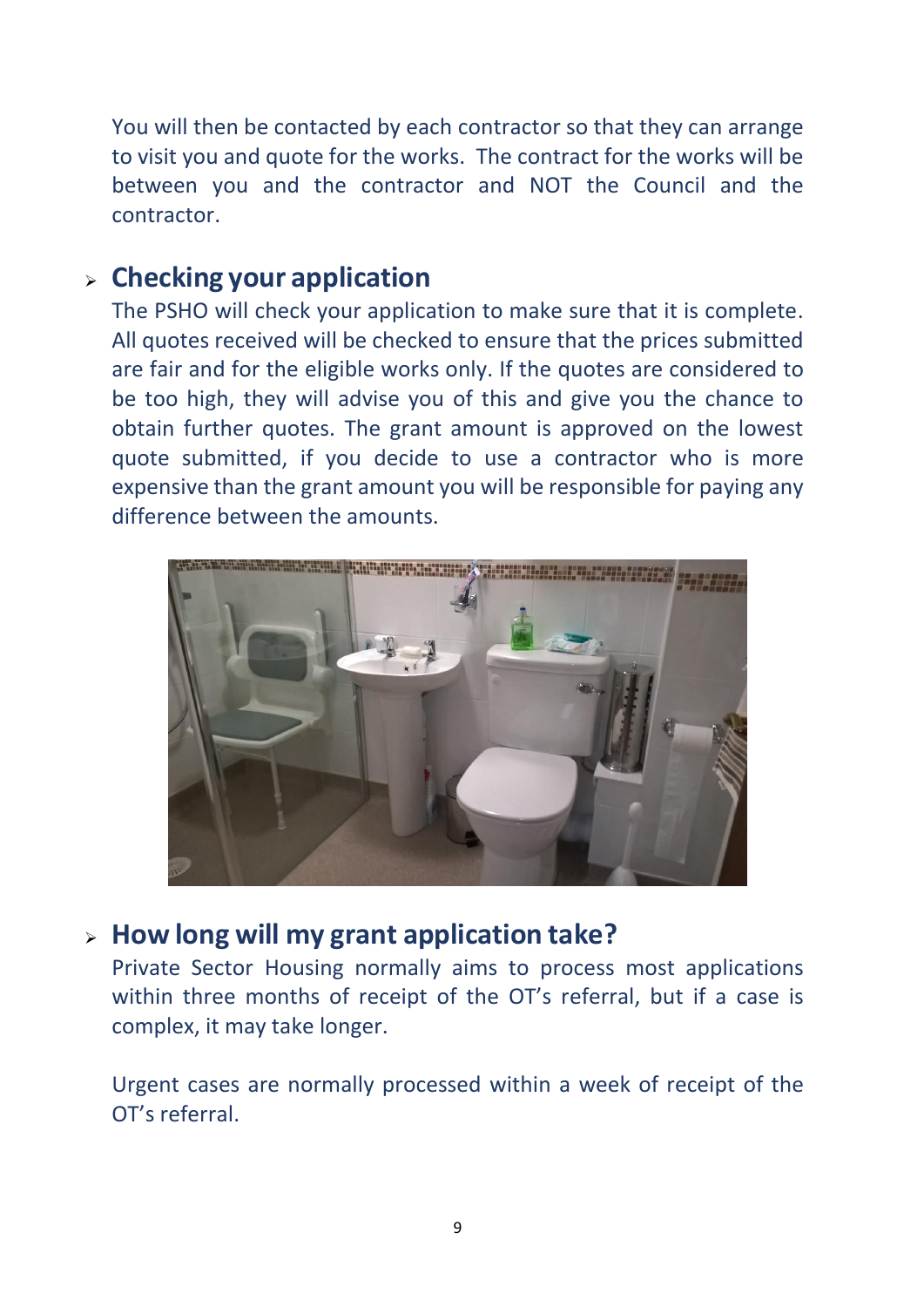You will then be contacted by each contractor so that they can arrange to visit you and quote for the works. The contract for the works will be between you and the contractor and NOT the Council and the contractor.

## Checking your application

The PSHO will check your application to make sure that it is complete. All quotes received will be checked to ensure that the prices submitted are fair and for the eligible works only. If the quotes are considered to be too high, they will advise you of this and give you the chance to obtain further quotes. The grant amount is approved on the lowest quote submitted, if you decide to use a contractor who is more expensive than the grant amount you will be responsible for paying any difference between the amounts.

## How long will my grant application take?

Private Sector Housing normally aims to process most applications within three months of receipt of the OT's referral, but if a case is complex, it may take longer.

Urgent cases are normally processed within a week of receipt of the OT's referral.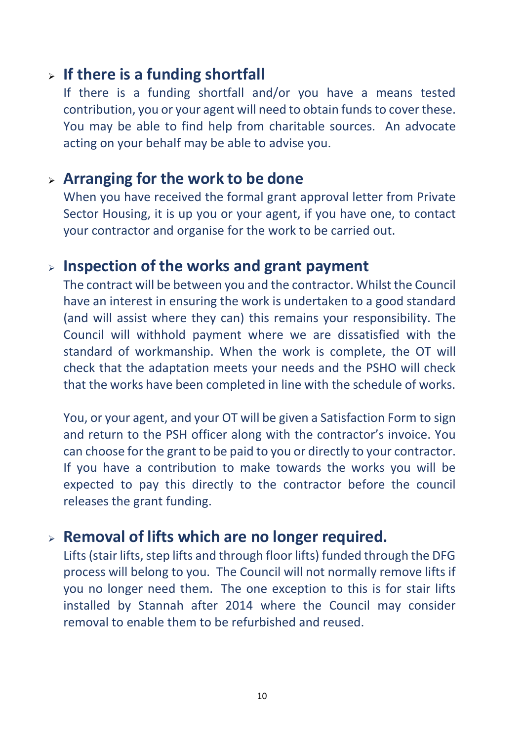- ## If there is a funding shortfall

  If there is a funding shortfall and/or you have a means tested contribution, you or your agent will need to obtain funds to cover these. You may be able to find help from charitable sources. An advocate acting on your behalf may be able to advise you.

- ## Arranging for the work to be done

  When you have received the formal grant approval letter from Private Sector Housing, it is up you or your agent, if you have one, to contact your contractor and organise for the work to be carried out.

- ## Inspection of the works and grant payment

  The contract will be between you and the contractor. Whilst the Council have an interest in ensuring the work is undertaken to a good standard (and will assist where they can) this remains your responsibility. The Council will withhold payment where we are dissatisfied with the standard of workmanship. When the work is complete, the OT will check that the adaptation meets your needs and the PSHO will check that the works have been completed in line with the schedule of works.

  You, or your agent, and your OT will be given a Satisfaction Form to sign and return to the PSH officer along with the contractor's invoice. You can choose for the grant to be paid to you or directly to your contractor. If you have a contribution to make towards the works you will be expected to pay this directly to the contractor before the council releases the grant funding.

- ## Removal of lifts which are no longer required.

  Lifts (stair lifts, step lifts and through floor lifts) funded through the DFG process will belong to you. The Council will not normally remove lifts if you no longer need them. The one exception to this is for stair lifts installed by Stannah after 2014 where the Council may consider removal to enable them to be refurbished and reused.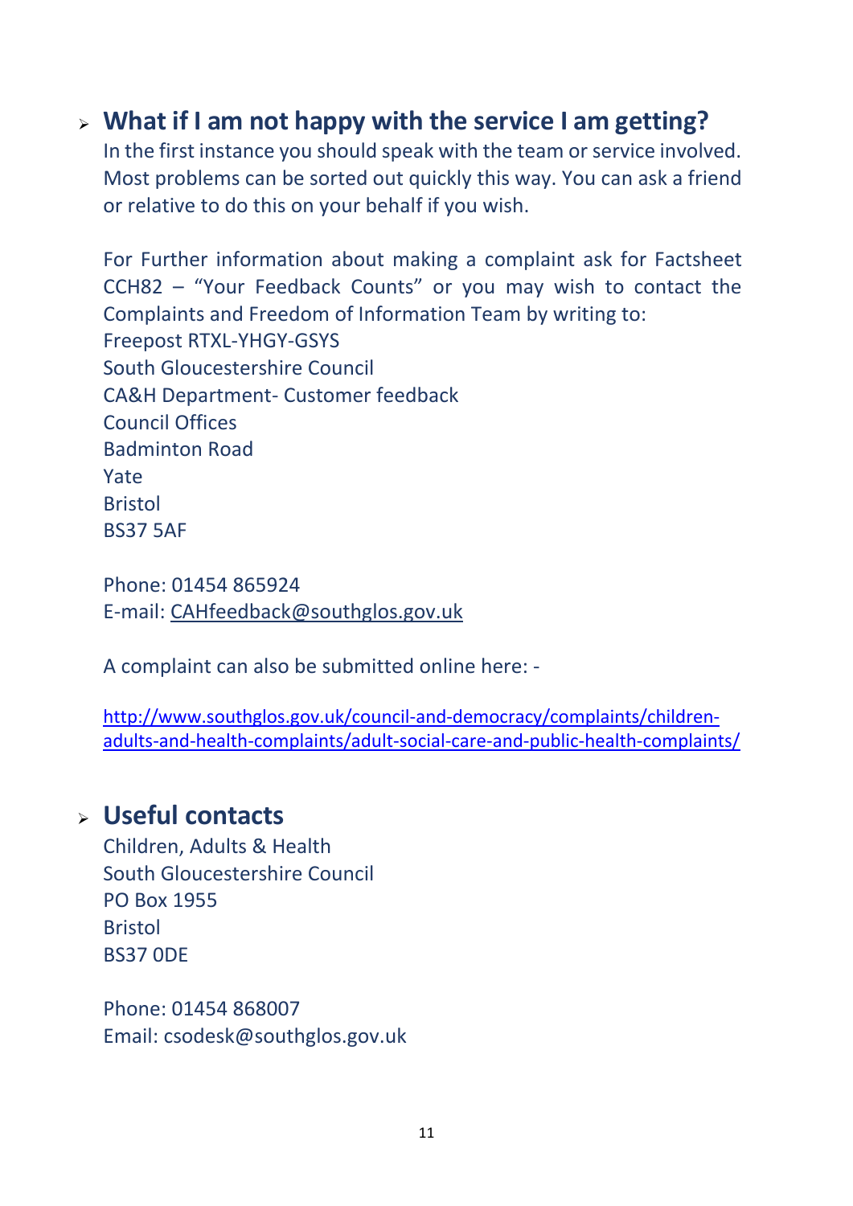## What if I am not happy with the service I am getting?

In the first instance you should speak with the team or service involved. Most problems can be sorted out quickly this way. You can ask a friend or relative to do this on your behalf if you wish.

For Further information about making a complaint ask for Factsheet CCH82 – "Your Feedback Counts" or you may wish to contact the Complaints and Freedom of Information Team by writing to:
Freepost RTXL-YHGY-GSYS
South Gloucestershire Council
CA&H Department- Customer feedback
Council Offices
Badminton Road
Yate
Bristol
BS37 5AF

Phone: 01454 865924
E-mail: CAHfeedback@southglos.gov.uk

A complaint can also be submitted online here: -

http://www.southglos.gov.uk/council-and-democracy/complaints/children-adults-and-health-complaints/adult-social-care-and-public-health-complaints/

## Useful contacts

Children, Adults & Health
South Gloucestershire Council
PO Box 1955
Bristol
BS37 0DE

Phone: 01454 868007
Email: csodesk@southglos.gov.uk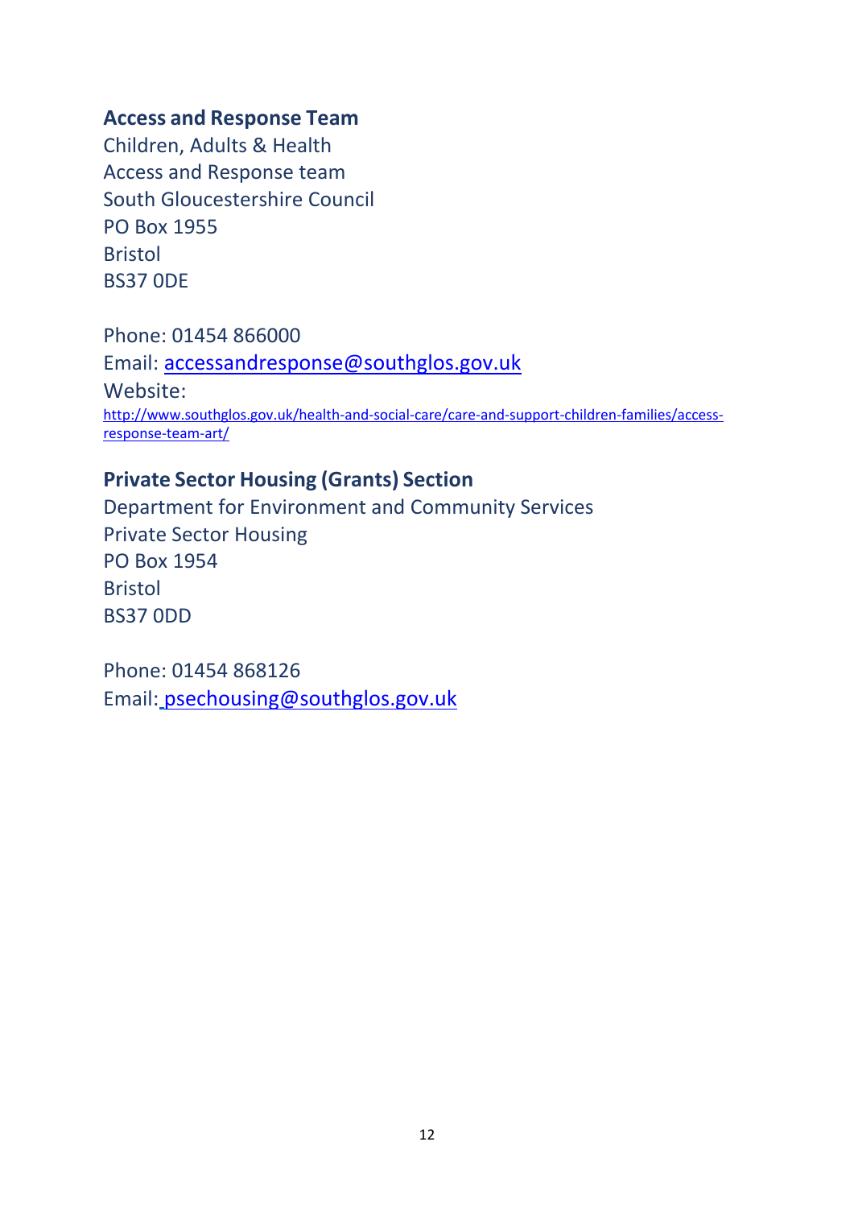**Access and Response Team**

Children, Adults & Health
Access and Response team
South Gloucestershire Council
PO Box 1955
Bristol
BS37 0DE

Phone: 01454 866000
Email: accessandresponse@southglos.gov.uk
Website:
http://www.southglos.gov.uk/health-and-social-care/care-and-support-children-families/access-response-team-art/

**Private Sector Housing (Grants) Section**

Department for Environment and Community Services
Private Sector Housing
PO Box 1954
Bristol
BS37 0DD

Phone: 01454 868126
Email: psechousing@southglos.gov.uk